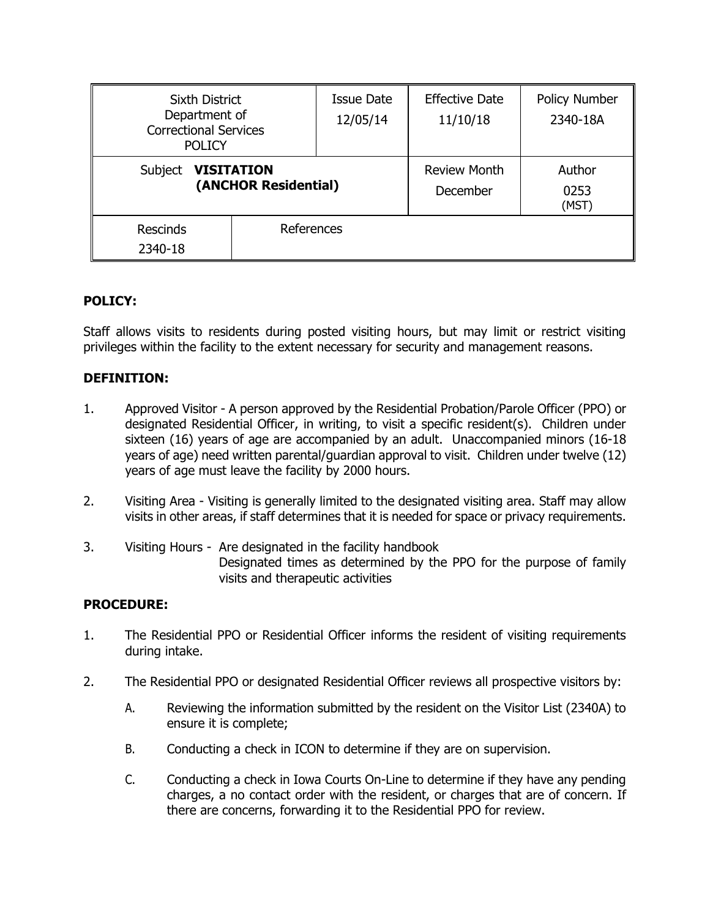| Sixth District Department of Correctional Services POLICY | | Issue Date 12/05/14 | Effective Date 11/10/18 | Policy Number 2340-18A |
|---|---|---|---|---|
| Subject **VISITATION (ANCHOR Residential)** | | | Review Month December | Author 0253 (MST) |
| Rescinds 2340-18 | References | | | |

**POLICY:**

Staff allows visits to residents during posted visiting hours, but may limit or restrict visiting privileges within the facility to the extent necessary for security and management reasons.

**DEFINITION:**

1. Approved Visitor - A person approved by the Residential Probation/Parole Officer (PPO) or designated Residential Officer, in writing, to visit a specific resident(s). Children under sixteen (16) years of age are accompanied by an adult. Unaccompanied minors (16-18 years of age) need written parental/guardian approval to visit. Children under twelve (12) years of age must leave the facility by 2000 hours.

2. Visiting Area - Visiting is generally limited to the designated visiting area. Staff may allow visits in other areas, if staff determines that it is needed for space or privacy requirements.

3. Visiting Hours - Are designated in the facility handbook
   Designated times as determined by the PPO for the purpose of family visits and therapeutic activities

**PROCEDURE:**

1. The Residential PPO or Residential Officer informs the resident of visiting requirements during intake.

2. The Residential PPO or designated Residential Officer reviews all prospective visitors by:

   A. Reviewing the information submitted by the resident on the Visitor List (2340A) to ensure it is complete;

   B. Conducting a check in ICON to determine if they are on supervision.

   C. Conducting a check in Iowa Courts On-Line to determine if they have any pending charges, a no contact order with the resident, or charges that are of concern. If there are concerns, forwarding it to the Residential PPO for review.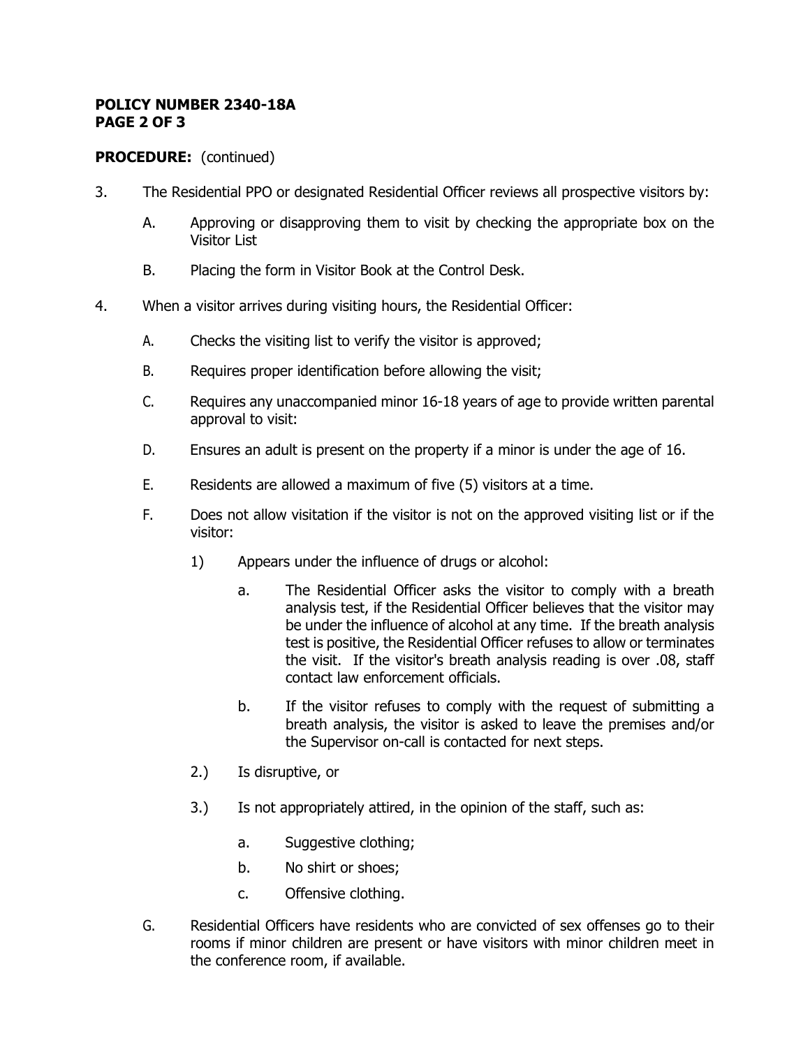**PROCEDURE:** (continued)

3. The Residential PPO or designated Residential Officer reviews all prospective visitors by:

   A. Approving or disapproving them to visit by checking the appropriate box on the Visitor List

   B. Placing the form in Visitor Book at the Control Desk.

4. When a visitor arrives during visiting hours, the Residential Officer:

   A. Checks the visiting list to verify the visitor is approved;

   B. Requires proper identification before allowing the visit;

   C. Requires any unaccompanied minor 16-18 years of age to provide written parental approval to visit:

   D. Ensures an adult is present on the property if a minor is under the age of 16.

   E. Residents are allowed a maximum of five (5) visitors at a time.

   F. Does not allow visitation if the visitor is not on the approved visiting list or if the visitor:

      1) Appears under the influence of drugs or alcohol:

         a. The Residential Officer asks the visitor to comply with a breath analysis test, if the Residential Officer believes that the visitor may be under the influence of alcohol at any time. If the breath analysis test is positive, the Residential Officer refuses to allow or terminates the visit. If the visitor's breath analysis reading is over .08, staff contact law enforcement officials.

         b. If the visitor refuses to comply with the request of submitting a breath analysis, the visitor is asked to leave the premises and/or the Supervisor on-call is contacted for next steps.

      2.) Is disruptive, or

      3.) Is not appropriately attired, in the opinion of the staff, such as:

         a. Suggestive clothing;

         b. No shirt or shoes;

         c. Offensive clothing.

   G. Residential Officers have residents who are convicted of sex offenses go to their rooms if minor children are present or have visitors with minor children meet in the conference room, if available.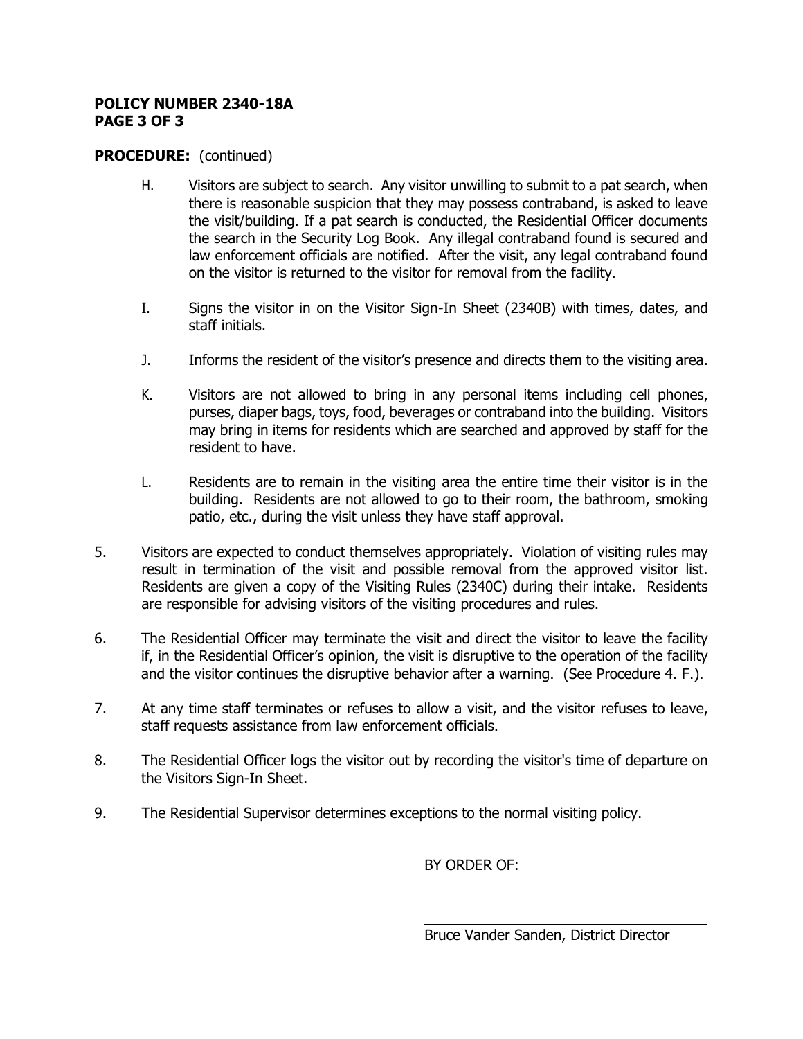**POLICY NUMBER 2340-18A**

**PROCEDURE:** (continued)

H. Visitors are subject to search. Any visitor unwilling to submit to a pat search, when there is reasonable suspicion that they may possess contraband, is asked to leave the visit/building. If a pat search is conducted, the Residential Officer documents the search in the Security Log Book. Any illegal contraband found is secured and law enforcement officials are notified. After the visit, any legal contraband found on the visitor is returned to the visitor for removal from the facility.

I. Signs the visitor in on the Visitor Sign-In Sheet (2340B) with times, dates, and staff initials.

J. Informs the resident of the visitor's presence and directs them to the visiting area.

K. Visitors are not allowed to bring in any personal items including cell phones, purses, diaper bags, toys, food, beverages or contraband into the building. Visitors may bring in items for residents which are searched and approved by staff for the resident to have.

L. Residents are to remain in the visiting area the entire time their visitor is in the building. Residents are not allowed to go to their room, the bathroom, smoking patio, etc., during the visit unless they have staff approval.

5. Visitors are expected to conduct themselves appropriately. Violation of visiting rules may result in termination of the visit and possible removal from the approved visitor list. Residents are given a copy of the Visiting Rules (2340C) during their intake. Residents are responsible for advising visitors of the visiting procedures and rules.

6. The Residential Officer may terminate the visit and direct the visitor to leave the facility if, in the Residential Officer's opinion, the visit is disruptive to the operation of the facility and the visitor continues the disruptive behavior after a warning. (See Procedure 4. F.).

7. At any time staff terminates or refuses to allow a visit, and the visitor refuses to leave, staff requests assistance from law enforcement officials.

8. The Residential Officer logs the visitor out by recording the visitor's time of departure on the Visitors Sign-In Sheet.

9. The Residential Supervisor determines exceptions to the normal visiting policy.

BY ORDER OF:

Bruce Vander Sanden, District Director